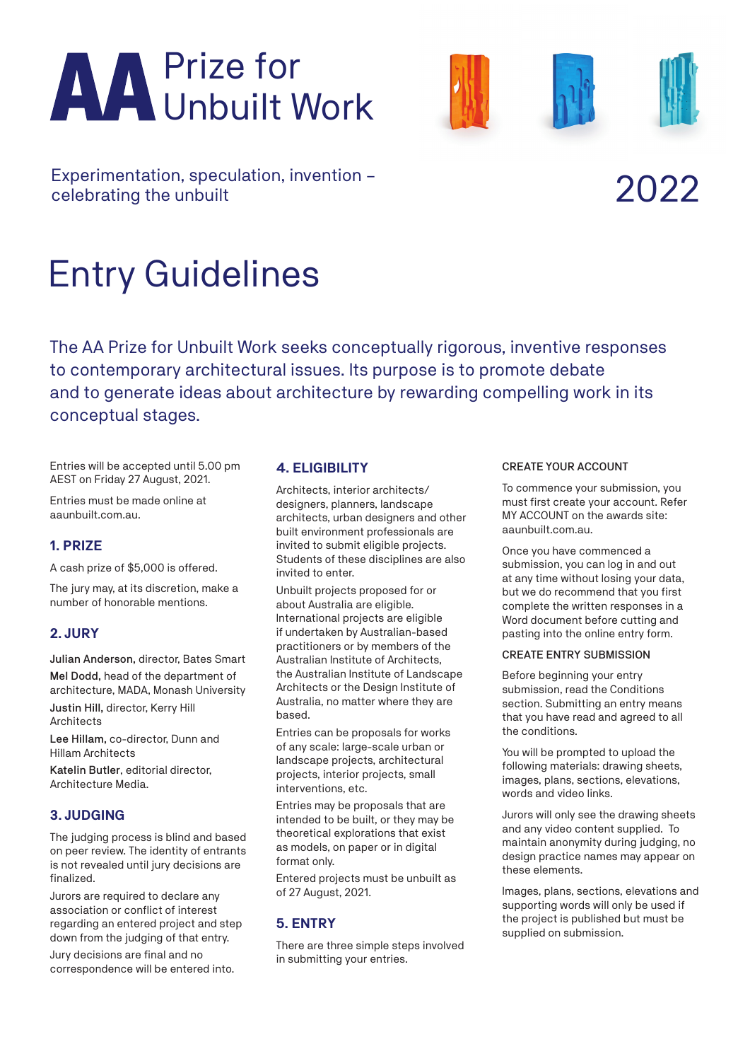# AA Prize for Unbuilt Work

Experimentation, speculation, invention – celebrating the unbuilt

2022

# Entry Guidelines

The AA Prize for Unbuilt Work seeks conceptually rigorous, inventive responses to contemporary architectural issues. Its purpose is to promote debate and to generate ideas about architecture by rewarding compelling work in its conceptual stages.

Entries will be accepted until 5.00 pm AEST on Friday 27 August, 2021.

Entries must be made online at aaunbuilt.com.au.

## 1. PRIZE

A cash prize of $5,000 is offered.

The jury may, at its discretion, make a number of honorable mentions.

## 2. JURY

**Julian Anderson,** director, Bates Smart

**Mel Dodd,** head of the department of architecture, MADA, Monash University

**Justin Hill,** director, Kerry Hill Architects

**Lee Hillam,** co-director, Dunn and Hillam Architects

**Katelin Butler**, editorial director, Architecture Media.

## 3. JUDGING

The judging process is blind and based on peer review. The identity of entrants is not revealed until jury decisions are finalized.

Jurors are required to declare any association or conflict of interest regarding an entered project and step down from the judging of that entry.

Jury decisions are final and no correspondence will be entered into.

## 4. ELIGIBILITY

Architects, interior architects/designers, planners, landscape architects, urban designers and other built environment professionals are invited to submit eligible projects. Students of these disciplines are also invited to enter.

Unbuilt projects proposed for or about Australia are eligible. International projects are eligible if undertaken by Australian-based practitioners or by members of the Australian Institute of Architects, the Australian Institute of Landscape Architects or the Design Institute of Australia, no matter where they are based.

Entries can be proposals for works of any scale: large-scale urban or landscape projects, architectural projects, interior projects, small interventions, etc.

Entries may be proposals that are intended to be built, or they may be theoretical explorations that exist as models, on paper or in digital format only.

Entered projects must be unbuilt as of 27 August, 2021.

## 5. ENTRY

There are three simple steps involved in submitting your entries.

### CREATE YOUR ACCOUNT

To commence your submission, you must first create your account. Refer MY ACCOUNT on the awards site: aaunbuilt.com.au.

Once you have commenced a submission, you can log in and out at any time without losing your data, but we do recommend that you first complete the written responses in a Word document before cutting and pasting into the online entry form.

### CREATE ENTRY SUBMISSION

Before beginning your entry submission, read the Conditions section. Submitting an entry means that you have read and agreed to all the conditions.

You will be prompted to upload the following materials: drawing sheets, images, plans, sections, elevations, words and video links.

Jurors will only see the drawing sheets and any video content supplied. To maintain anonymity during judging, no design practice names may appear on these elements.

Images, plans, sections, elevations and supporting words will only be used if the project is published but must be supplied on submission.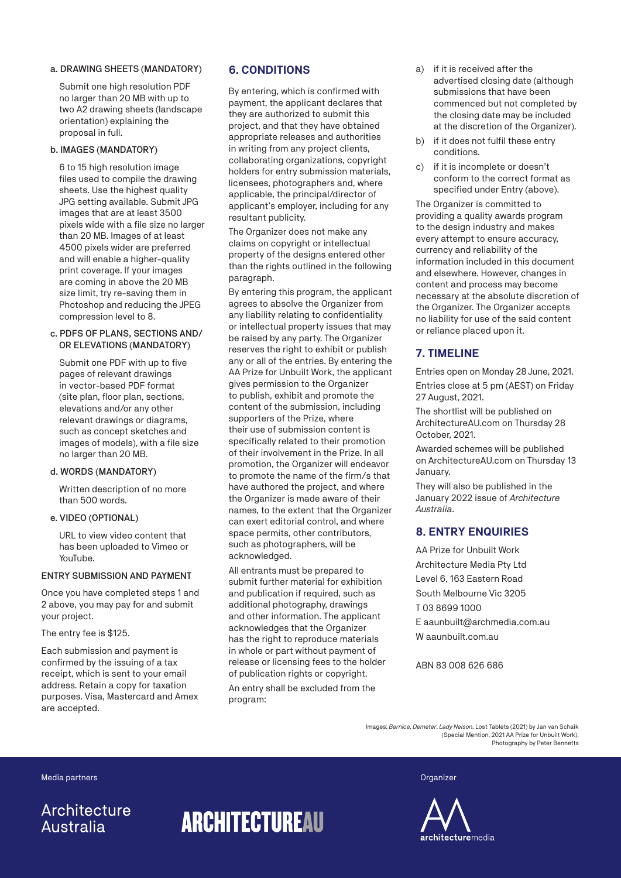**a. DRAWING SHEETS (MANDATORY)**

Submit one high resolution PDF no larger than 20 MB with up to two A2 drawing sheets (landscape orientation) explaining the proposal in full.

**b. IMAGES (MANDATORY)**

6 to 15 high resolution image files used to compile the drawing sheets. Use the highest quality JPG setting available. Submit JPG images that are at least 3500 pixels wide with a file size no larger than 20 MB. Images of at least 4500 pixels wider are preferred and will enable a higher-quality print coverage. If your images are coming in above the 20 MB size limit, try re-saving them in Photoshop and reducing the JPEG compression level to 8.

**c. PDFS OF PLANS, SECTIONS AND/ OR ELEVATIONS (MANDATORY)**

Submit one PDF with up to five pages of relevant drawings in vector-based PDF format (site plan, floor plan, sections, elevations and/or any other relevant drawings or diagrams, such as concept sketches and images of models), with a file size no larger than 20 MB.

**d. WORDS (MANDATORY)**

Written description of no more than 500 words.

**e. VIDEO (OPTIONAL)**

URL to view video content that has been uploaded to Vimeo or YouTube.

**ENTRY SUBMISSION AND PAYMENT**

Once you have completed steps 1 and 2 above, you may pay for and submit your project.

The entry fee is $125.

Each submission and payment is confirmed by the issuing of a tax receipt, which is sent to your email address. Retain a copy for taxation purposes. Visa, Mastercard and Amex are accepted.

## 6. CONDITIONS

By entering, which is confirmed with payment, the applicant declares that they are authorized to submit this project, and that they have obtained appropriate releases and authorities in writing from any project clients, collaborating organizations, copyright holders for entry submission materials, licensees, photographers and, where applicable, the principal/director of applicant's employer, including for any resultant publicity.

The Organizer does not make any claims on copyright or intellectual property of the designs entered other than the rights outlined in the following paragraph.

By entering this program, the applicant agrees to absolve the Organizer from any liability relating to confidentiality or intellectual property issues that may be raised by any party. The Organizer reserves the right to exhibit or publish any or all of the entries. By entering the AA Prize for Unbuilt Work, the applicant gives permission to the Organizer to publish, exhibit and promote the content of the submission, including supporters of the Prize, where their use of submission content is specifically related to their promotion of their involvement in the Prize. In all promotion, the Organizer will endeavor to promote the name of the firm/s that have authored the project, and where the Organizer is made aware of their names, to the extent that the Organizer can exert editorial control, and where space permits, other contributors, such as photographers, will be acknowledged.

All entrants must be prepared to submit further material for exhibition and publication if required, such as additional photography, drawings and other information. The applicant acknowledges that the Organizer has the right to reproduce materials in whole or part without payment of release or licensing fees to the holder of publication rights or copyright.

An entry shall be excluded from the program:

a) if it is received after the advertised closing date (although submissions that have been commenced but not completed by the closing date may be included at the discretion of the Organizer).

b) if it does not fulfil these entry conditions.

c) if it is incomplete or doesn't conform to the correct format as specified under Entry (above).

The Organizer is committed to providing a quality awards program to the design industry and makes every attempt to ensure accuracy, currency and reliability of the information included in this document and elsewhere. However, changes in content and process may become necessary at the absolute discretion of the Organizer. The Organizer accepts no liability for use of the said content or reliance placed upon it.

## 7. TIMELINE

Entries open on Monday 28 June, 2021.

Entries close at 5 pm (AEST) on Friday 27 August, 2021.

The shortlist will be published on ArchitectureAU.com on Thursday 28 October, 2021.

Awarded schemes will be published on ArchitectureAU.com on Thursday 13 January.

They will also be published in the January 2022 issue of *Architecture Australia*.

## 8. ENTRY ENQUIRIES

AA Prize for Unbuilt Work
Architecture Media Pty Ltd
Level 6, 163 Eastern Road
South Melbourne Vic 3205
T 03 8699 1000
E aaunbuilt@archmedia.com.au
W aaunbuilt.com.au

ABN 83 008 626 686

Images: *Bernice*, *Demeter*, *Lady Nelson*, Lost Tablets (2021) by Jan van Schaik (Special Mention, 2021 AA Prize for Unbuilt Work). Photography by Peter Bennetts

Media partners

Architecture Australia

ARCHITECTUREAU

Organizer

architecturemedia